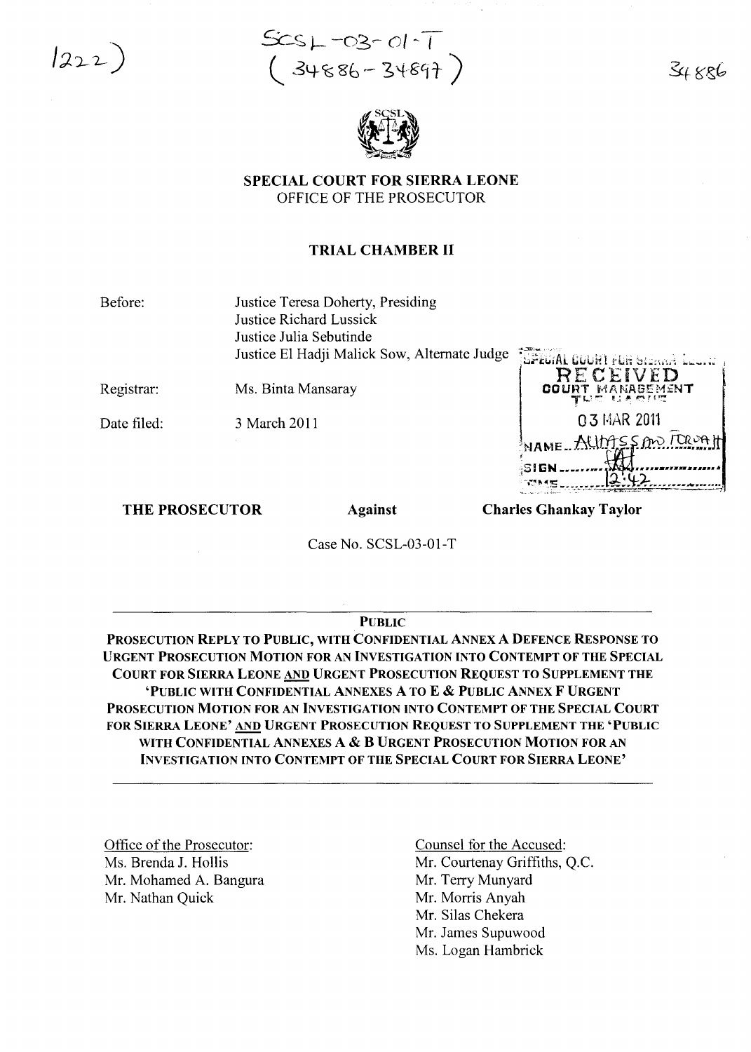1222)

SCSL-03-01-T
(34886-34897)

34886

SPECIAL COURT FOR SIERRA LEONE
OFFICE OF THE PROSECUTOR

TRIAL CHAMBER II

Before: Justice Teresa Doherty, Presiding
Justice Richard Lussick
Justice Julia Sebutinde
Justice El Hadji Malick Sow, Alternate Judge

Registrar: Ms. Binta Mansaray

Date filed: 3 March 2011

SPECIAL COURT FOR SIERRA LEONE
RECEIVED
COURT MANAGEMENT
THE HAGUE
03 MAR 2011
NAME: ALHASSAN FORNAH
SIGN:
TIME: 12:42

**THE PROSECUTOR** **Against** **Charles Ghankay Taylor**

Case No. SCSL-03-01-T

**PUBLIC**

**PROSECUTION REPLY TO PUBLIC, WITH CONFIDENTIAL ANNEX A DEFENCE RESPONSE TO URGENT PROSECUTION MOTION FOR AN INVESTIGATION INTO CONTEMPT OF THE SPECIAL COURT FOR SIERRA LEONE AND URGENT PROSECUTION REQUEST TO SUPPLEMENT THE 'PUBLIC WITH CONFIDENTIAL ANNEXES A TO E & PUBLIC ANNEX F URGENT PROSECUTION MOTION FOR AN INVESTIGATION INTO CONTEMPT OF THE SPECIAL COURT FOR SIERRA LEONE' AND URGENT PROSECUTION REQUEST TO SUPPLEMENT THE 'PUBLIC WITH CONFIDENTIAL ANNEXES A & B URGENT PROSECUTION MOTION FOR AN INVESTIGATION INTO CONTEMPT OF THE SPECIAL COURT FOR SIERRA LEONE'**

Office of the Prosecutor:
Ms. Brenda J. Hollis
Mr. Mohamed A. Bangura
Mr. Nathan Quick

Counsel for the Accused:
Mr. Courtenay Griffiths, Q.C.
Mr. Terry Munyard
Mr. Morris Anyah
Mr. Silas Chekera
Mr. James Supuwood
Ms. Logan Hambrick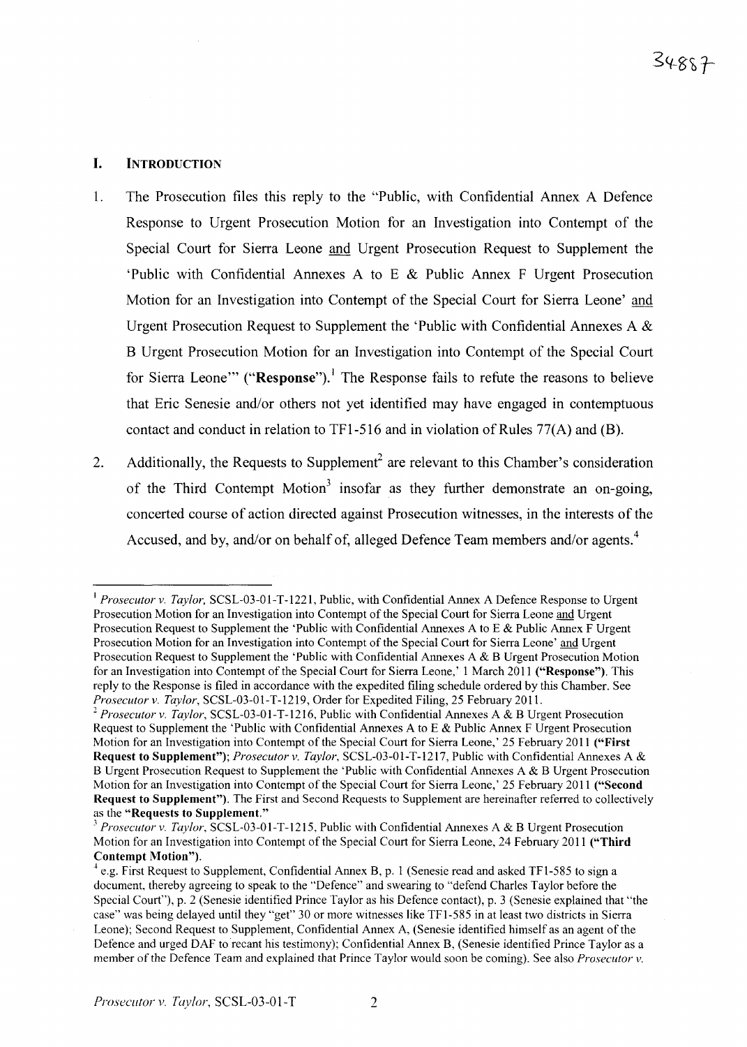## I. INTRODUCTION

1. The Prosecution files this reply to the "Public, with Confidential Annex A Defence Response to Urgent Prosecution Motion for an Investigation into Contempt of the Special Court for Sierra Leone and Urgent Prosecution Request to Supplement the 'Public with Confidential Annexes A to E & Public Annex F Urgent Prosecution Motion for an Investigation into Contempt of the Special Court for Sierra Leone' and Urgent Prosecution Request to Supplement the 'Public with Confidential Annexes A & B Urgent Prosecution Motion for an Investigation into Contempt of the Special Court for Sierra Leone'" (**"Response"**).[1] The Response fails to refute the reasons to believe that Eric Senesie and/or others not yet identified may have engaged in contemptuous contact and conduct in relation to TF1-516 and in violation of Rules 77(A) and (B).

2. Additionally, the Requests to Supplement[2] are relevant to this Chamber's consideration of the Third Contempt Motion[3] insofar as they further demonstrate an on-going, concerted course of action directed against Prosecution witnesses, in the interests of the Accused, and by, and/or on behalf of, alleged Defence Team members and/or agents.[4]

---

[1] *Prosecutor v. Taylor*, SCSL-03-01-T-1221, Public, with Confidential Annex A Defence Response to Urgent Prosecution Motion for an Investigation into Contempt of the Special Court for Sierra Leone and Urgent Prosecution Request to Supplement the 'Public with Confidential Annexes A to E & Public Annex F Urgent Prosecution Motion for an Investigation into Contempt of the Special Court for Sierra Leone' and Urgent Prosecution Request to Supplement the 'Public with Confidential Annexes A & B Urgent Prosecution Motion for an Investigation into Contempt of the Special Court for Sierra Leone,' 1 March 2011 **("Response")**. This reply to the Response is filed in accordance with the expedited filing schedule ordered by this Chamber. See *Prosecutor v. Taylor*, SCSL-03-01-T-1219, Order for Expedited Filing, 25 February 2011.

[2] *Prosecutor v. Taylor*, SCSL-03-01-T-1216, Public with Confidential Annexes A & B Urgent Prosecution Request to Supplement the 'Public with Confidential Annexes A to E & Public Annex F Urgent Prosecution Motion for an Investigation into Contempt of the Special Court for Sierra Leone,' 25 February 2011 **("First Request to Supplement")**; *Prosecutor v. Taylor*, SCSL-03-01-T-1217, Public with Confidential Annexes A & B Urgent Prosecution Request to Supplement the 'Public with Confidential Annexes A & B Urgent Prosecution Motion for an Investigation into Contempt of the Special Court for Sierra Leone,' 25 February 2011 **("Second Request to Supplement")**. The First and Second Requests to Supplement are hereinafter referred to collectively as the **"Requests to Supplement."**

[3] *Prosecutor v. Taylor*, SCSL-03-01-T-1215, Public with Confidential Annexes A & B Urgent Prosecution Motion for an Investigation into Contempt of the Special Court for Sierra Leone, 24 February 2011 **("Third Contempt Motion")**.

[4] e.g. First Request to Supplement, Confidential Annex B, p. 1 (Senesie read and asked TF1-585 to sign a document, thereby agreeing to speak to the "Defence" and swearing to "defend Charles Taylor before the Special Court"), p. 2 (Senesie identified Prince Taylor as his Defence contact), p. 3 (Senesie explained that "the case" was being delayed until they "get" 30 or more witnesses like TF1-585 in at least two districts in Sierra Leone); Second Request to Supplement, Confidential Annex A, (Senesie identified himself as an agent of the Defence and urged DAF to recant his testimony); Confidential Annex B, (Senesie identified Prince Taylor as a member of the Defence Team and explained that Prince Taylor would soon be coming). See also *Prosecutor v.*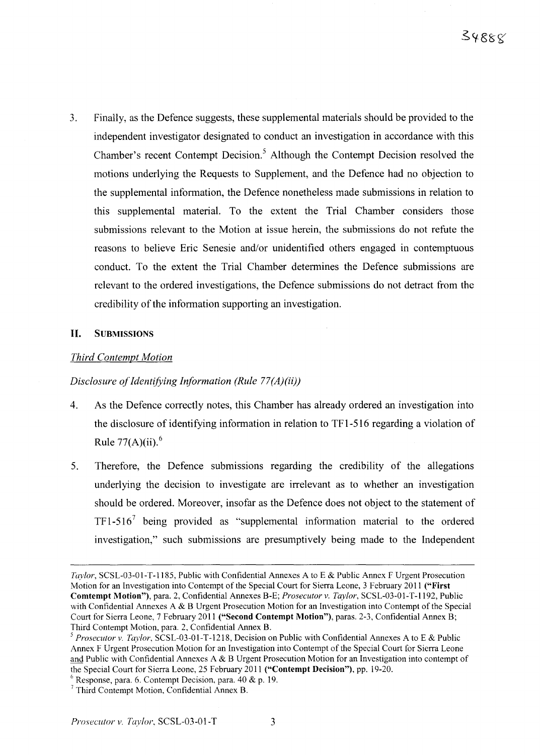3. Finally, as the Defence suggests, these supplemental materials should be provided to the independent investigator designated to conduct an investigation in accordance with this Chamber's recent Contempt Decision.[5] Although the Contempt Decision resolved the motions underlying the Requests to Supplement, and the Defence had no objection to the supplemental information, the Defence nonetheless made submissions in relation to this supplemental material. To the extent the Trial Chamber considers those submissions relevant to the Motion at issue herein, the submissions do not refute the reasons to believe Eric Senesie and/or unidentified others engaged in contemptuous conduct. To the extent the Trial Chamber determines the Defence submissions are relevant to the ordered investigations, the Defence submissions do not detract from the credibility of the information supporting an investigation.

## II. SUBMISSIONS

### *Third Contempt Motion*

#### *Disclosure of Identifying Information (Rule 77(A)(ii))*

4. As the Defence correctly notes, this Chamber has already ordered an investigation into the disclosure of identifying information in relation to TF1-516 regarding a violation of Rule 77(A)(ii).[6]

5. Therefore, the Defence submissions regarding the credibility of the allegations underlying the decision to investigate are irrelevant as to whether an investigation should be ordered. Moreover, insofar as the Defence does not object to the statement of TF1-516[7] being provided as "supplemental information material to the ordered investigation," such submissions are presumptively being made to the Independent

---

*Taylor*, SCSL-03-01-T-1185, Public with Confidential Annexes A to E & Public Annex F Urgent Prosecution Motion for an Investigation into Contempt of the Special Court for Sierra Leone, 3 February 2011 (**"First Comtempt Motion"**), para. 2, Confidential Annexes B-E; *Prosecutor v. Taylor*, SCSL-03-01-T-1192, Public with Confidential Annexes A & B Urgent Prosecution Motion for an Investigation into Contempt of the Special Court for Sierra Leone, 7 February 2011 (**"Second Contempt Motion"**), paras. 2-3, Confidential Annex B; Third Contempt Motion, para. 2, Confidential Annex B.

[5] *Prosecutor v. Taylor*, SCSL-03-01-T-1218, Decision on Public with Confidential Annexes A to E & Public Annex F Urgent Prosecution Motion for an Investigation into Contempt of the Special Court for Sierra Leone and Public with Confidential Annexes A & B Urgent Prosecution Motion for an Investigation into contempt of the Special Court for Sierra Leone, 25 February 2011 (**"Contempt Decision"**), pp. 19-20.

[6] Response, para. 6. Contempt Decision, para. 40 & p. 19.

[7] Third Contempt Motion, Confidential Annex B.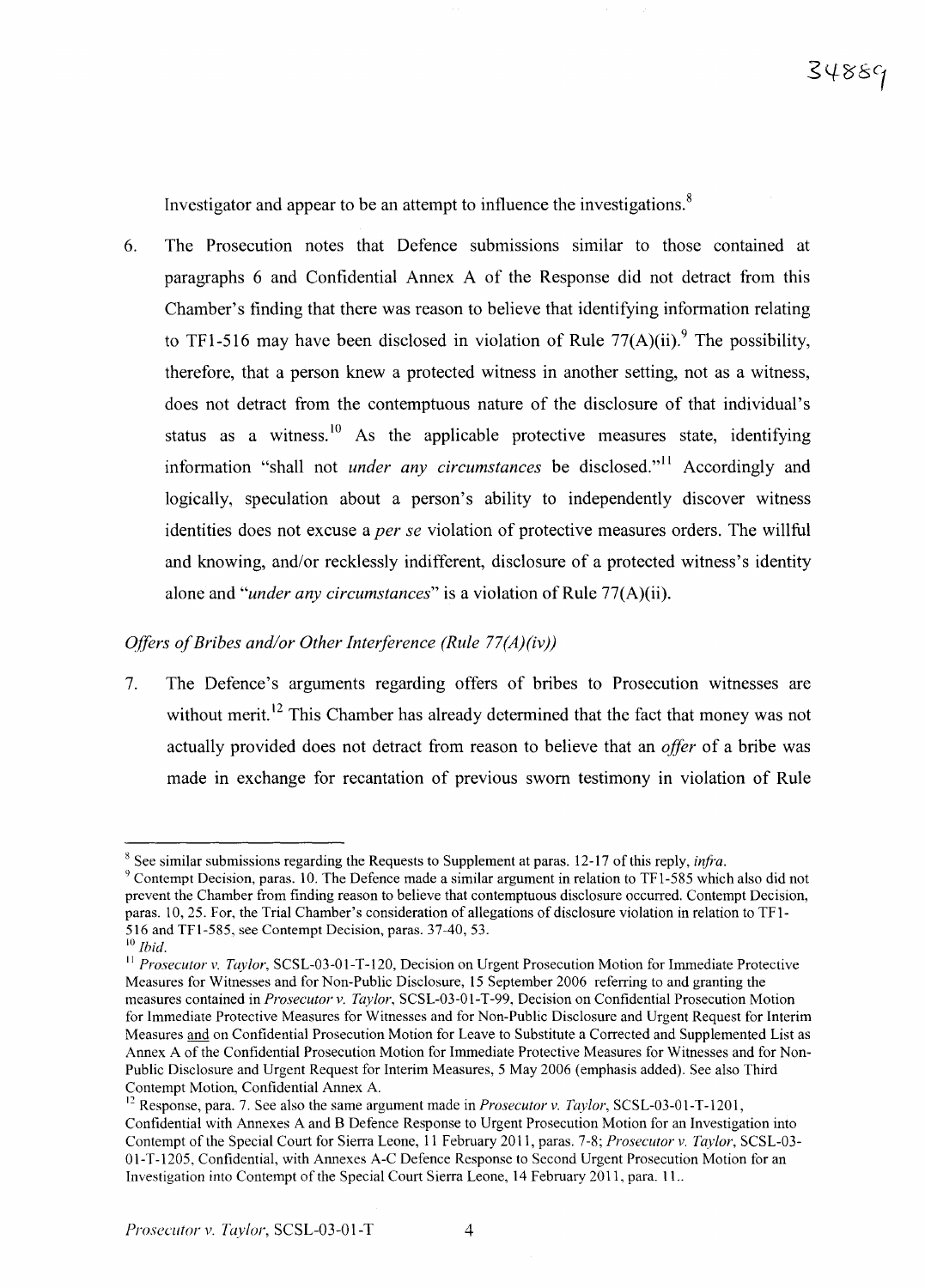Investigator and appear to be an attempt to influence the investigations.[8]

6. The Prosecution notes that Defence submissions similar to those contained at paragraphs 6 and Confidential Annex A of the Response did not detract from this Chamber's finding that there was reason to believe that identifying information relating to TF1-516 may have been disclosed in violation of Rule 77(A)(ii).[9] The possibility, therefore, that a person knew a protected witness in another setting, not as a witness, does not detract from the contemptuous nature of the disclosure of that individual's status as a witness.[10] As the applicable protective measures state, identifying information "shall not *under any circumstances* be disclosed."[11] Accordingly and logically, speculation about a person's ability to independently discover witness identities does not excuse a *per se* violation of protective measures orders. The willful and knowing, and/or recklessly indifferent, disclosure of a protected witness's identity alone and "*under any circumstances*" is a violation of Rule 77(A)(ii).

*Offers of Bribes and/or Other Interference (Rule 77(A)(iv))*

7. The Defence's arguments regarding offers of bribes to Prosecution witnesses are without merit.[12] This Chamber has already determined that the fact that money was not actually provided does not detract from reason to believe that an *offer* of a bribe was made in exchange for recantation of previous sworn testimony in violation of Rule

---

[8] See similar submissions regarding the Requests to Supplement at paras. 12-17 of this reply, *infra*.

[9] Contempt Decision, paras. 10. The Defence made a similar argument in relation to TF1-585 which also did not prevent the Chamber from finding reason to believe that contemptuous disclosure occurred. Contempt Decision, paras. 10, 25. For, the Trial Chamber's consideration of allegations of disclosure violation in relation to TF1-516 and TF1-585, see Contempt Decision, paras. 37-40, 53.

[10] *Ibid.*

[11] *Prosecutor v. Taylor*, SCSL-03-01-T-120, Decision on Urgent Prosecution Motion for Immediate Protective Measures for Witnesses and for Non-Public Disclosure, 15 September 2006 referring to and granting the measures contained in *Prosecutor v. Taylor*, SCSL-03-01-T-99, Decision on Confidential Prosecution Motion for Immediate Protective Measures for Witnesses and for Non-Public Disclosure and Urgent Request for Interim Measures and on Confidential Prosecution Motion for Leave to Substitute a Corrected and Supplemented List as Annex A of the Confidential Prosecution Motion for Immediate Protective Measures for Witnesses and for Non-Public Disclosure and Urgent Request for Interim Measures, 5 May 2006 (emphasis added). See also Third Contempt Motion, Confidential Annex A.

[12] Response, para. 7. See also the same argument made in *Prosecutor v. Taylor*, SCSL-03-01-T-1201, Confidential with Annexes A and B Defence Response to Urgent Prosecution Motion for an Investigation into Contempt of the Special Court for Sierra Leone, 11 February 2011, paras. 7-8; *Prosecutor v. Taylor*, SCSL-03-01-T-1205, Confidential, with Annexes A-C Defence Response to Second Urgent Prosecution Motion for an Investigation into Contempt of the Special Court Sierra Leone, 14 February 2011, para. 11..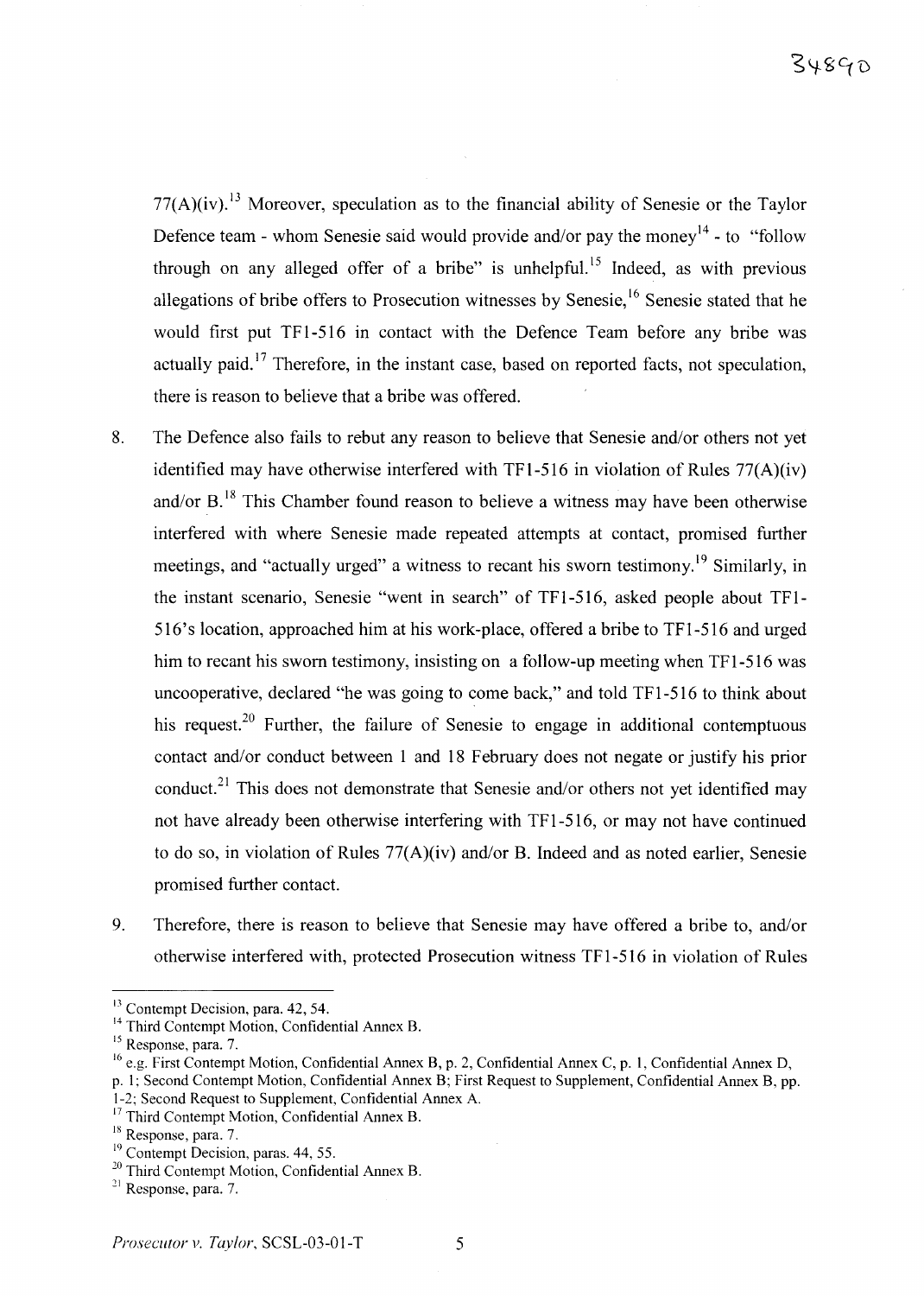77(A)(iv).[13] Moreover, speculation as to the financial ability of Senesie or the Taylor Defence team - whom Senesie said would provide and/or pay the money[14] - to "follow through on any alleged offer of a bribe" is unhelpful.[15] Indeed, as with previous allegations of bribe offers to Prosecution witnesses by Senesie,[16] Senesie stated that he would first put TF1-516 in contact with the Defence Team before any bribe was actually paid.[17] Therefore, in the instant case, based on reported facts, not speculation, there is reason to believe that a bribe was offered.

8. The Defence also fails to rebut any reason to believe that Senesie and/or others not yet identified may have otherwise interfered with TF1-516 in violation of Rules 77(A)(iv) and/or B.[18] This Chamber found reason to believe a witness may have been otherwise interfered with where Senesie made repeated attempts at contact, promised further meetings, and "actually urged" a witness to recant his sworn testimony.[19] Similarly, in the instant scenario, Senesie "went in search" of TF1-516, asked people about TF1-516's location, approached him at his work-place, offered a bribe to TF1-516 and urged him to recant his sworn testimony, insisting on a follow-up meeting when TF1-516 was uncooperative, declared "he was going to come back," and told TF1-516 to think about his request.[20] Further, the failure of Senesie to engage in additional contemptuous contact and/or conduct between 1 and 18 February does not negate or justify his prior conduct.[21] This does not demonstrate that Senesie and/or others not yet identified may not have already been otherwise interfering with TF1-516, or may not have continued to do so, in violation of Rules 77(A)(iv) and/or B. Indeed and as noted earlier, Senesie promised further contact.

9. Therefore, there is reason to believe that Senesie may have offered a bribe to, and/or otherwise interfered with, protected Prosecution witness TF1-516 in violation of Rules

---

[13] Contempt Decision, para. 42, 54.

[14] Third Contempt Motion, Confidential Annex B.

[15] Response, para. 7.

[16] e.g. First Contempt Motion, Confidential Annex B, p. 2, Confidential Annex C, p. 1, Confidential Annex D, p. 1; Second Contempt Motion, Confidential Annex B; First Request to Supplement, Confidential Annex B, pp. 1-2; Second Request to Supplement, Confidential Annex A.

[17] Third Contempt Motion, Confidential Annex B.

[18] Response, para. 7.

[19] Contempt Decision, paras. 44, 55.

[20] Third Contempt Motion, Confidential Annex B.

[21] Response, para. 7.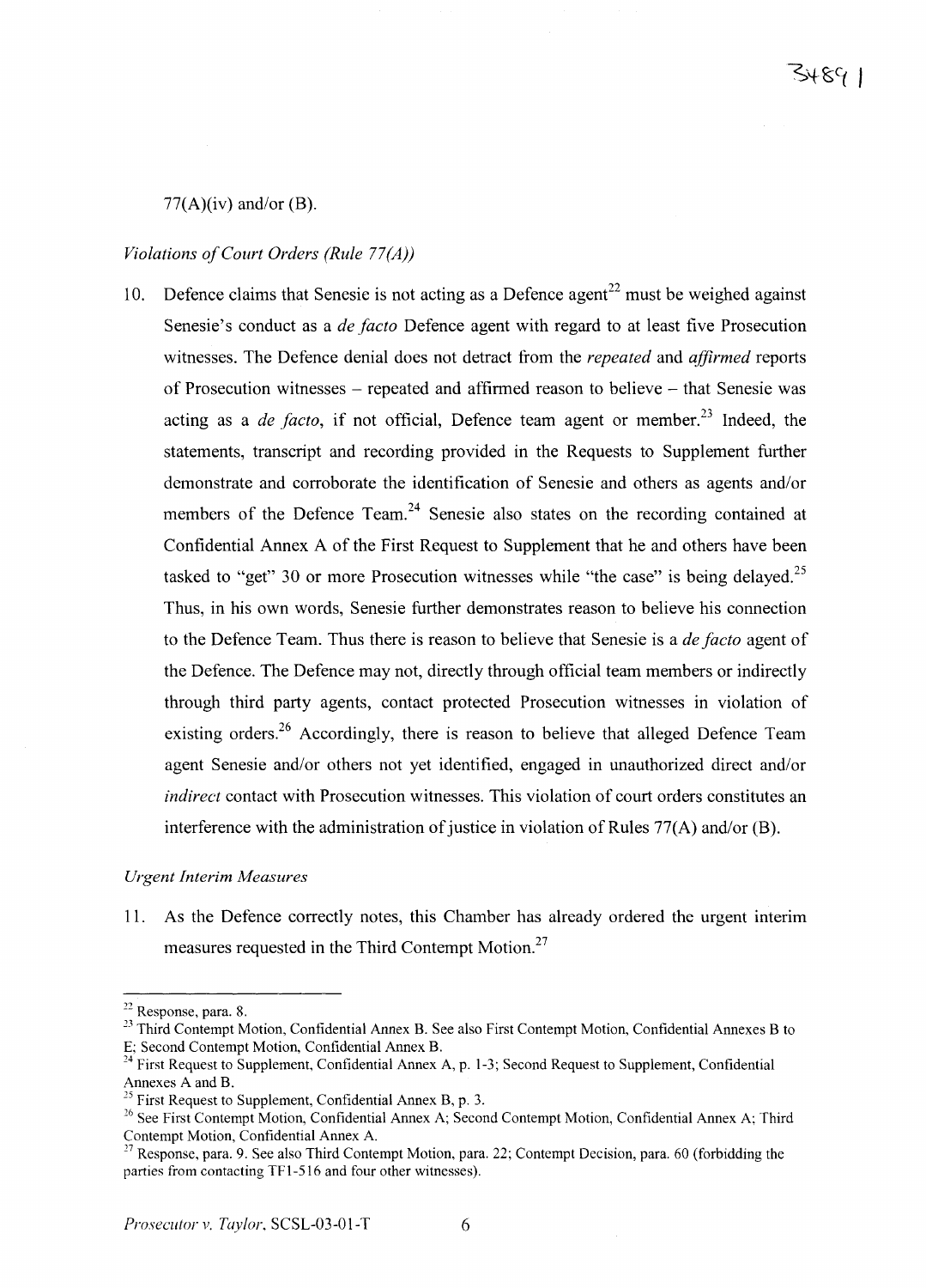77(A)(iv) and/or (B).

*Violations of Court Orders (Rule 77(A))*

10. Defence claims that Senesie is not acting as a Defence agent[22] must be weighed against Senesie's conduct as a *de facto* Defence agent with regard to at least five Prosecution witnesses. The Defence denial does not detract from the *repeated* and *affirmed* reports of Prosecution witnesses – repeated and affirmed reason to believe – that Senesie was acting as a *de facto*, if not official, Defence team agent or member.[23] Indeed, the statements, transcript and recording provided in the Requests to Supplement further demonstrate and corroborate the identification of Senesie and others as agents and/or members of the Defence Team.[24] Senesie also states on the recording contained at Confidential Annex A of the First Request to Supplement that he and others have been tasked to "get" 30 or more Prosecution witnesses while "the case" is being delayed.[25] Thus, in his own words, Senesie further demonstrates reason to believe his connection to the Defence Team. Thus there is reason to believe that Senesie is a *de facto* agent of the Defence. The Defence may not, directly through official team members or indirectly through third party agents, contact protected Prosecution witnesses in violation of existing orders.[26] Accordingly, there is reason to believe that alleged Defence Team agent Senesie and/or others not yet identified, engaged in unauthorized direct and/or *indirect* contact with Prosecution witnesses. This violation of court orders constitutes an interference with the administration of justice in violation of Rules 77(A) and/or (B).

*Urgent Interim Measures*

11. As the Defence correctly notes, this Chamber has already ordered the urgent interim measures requested in the Third Contempt Motion.[27]

---

[22] Response, para. 8.

[23] Third Contempt Motion, Confidential Annex B. See also First Contempt Motion, Confidential Annexes B to E; Second Contempt Motion, Confidential Annex B.

[24] First Request to Supplement, Confidential Annex A, p. 1-3; Second Request to Supplement, Confidential Annexes A and B.

[25] First Request to Supplement, Confidential Annex B, p. 3.

[26] See First Contempt Motion, Confidential Annex A; Second Contempt Motion, Confidential Annex A; Third Contempt Motion, Confidential Annex A.

[27] Response, para. 9. See also Third Contempt Motion, para. 22; Contempt Decision, para. 60 (forbidding the parties from contacting TF1-516 and four other witnesses).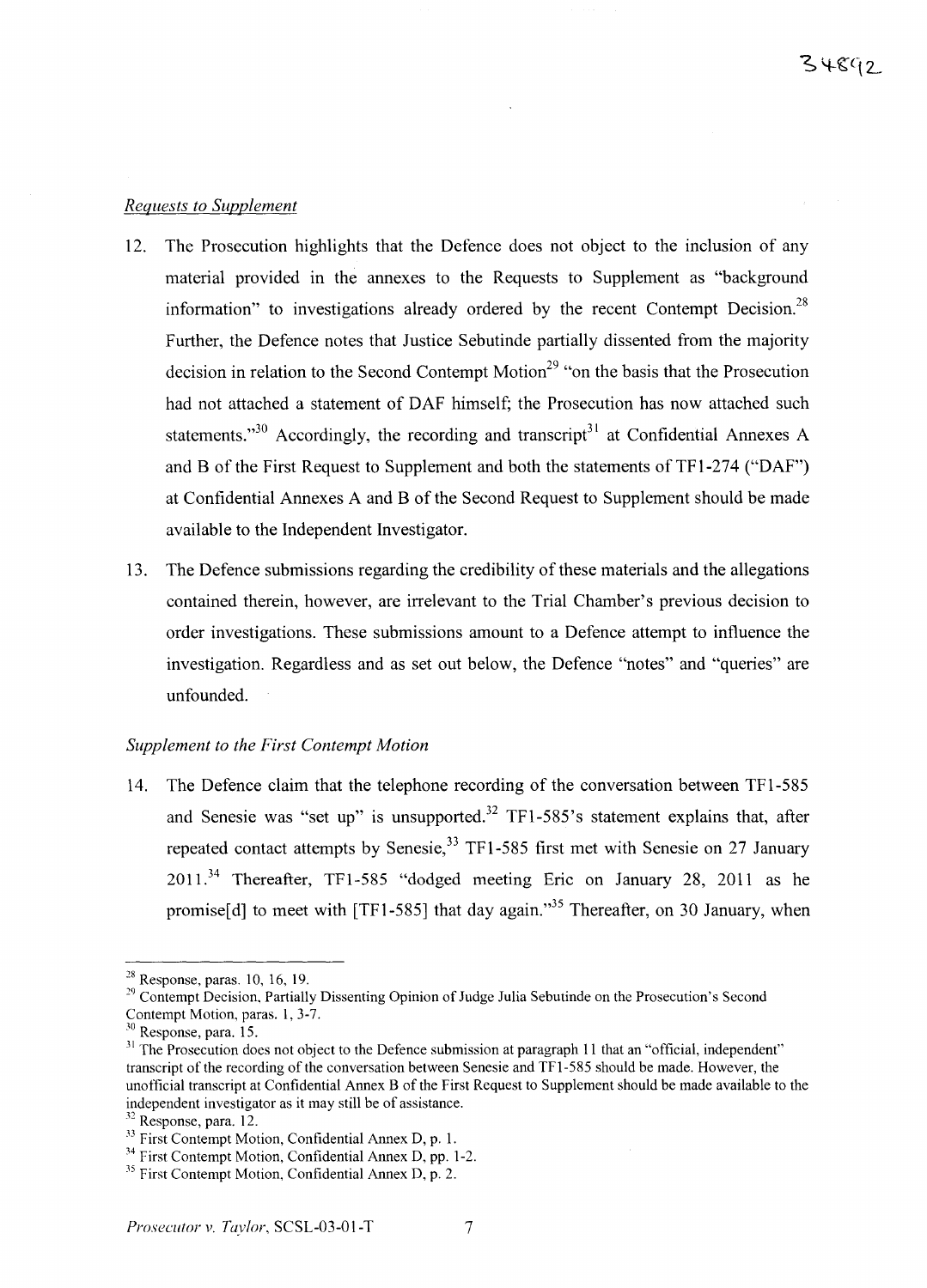*Requests to Supplement*

12. The Prosecution highlights that the Defence does not object to the inclusion of any material provided in the annexes to the Requests to Supplement as "background information" to investigations already ordered by the recent Contempt Decision.[28] Further, the Defence notes that Justice Sebutinde partially dissented from the majority decision in relation to the Second Contempt Motion[29] "on the basis that the Prosecution had not attached a statement of DAF himself; the Prosecution has now attached such statements."[30] Accordingly, the recording and transcript[31] at Confidential Annexes A and B of the First Request to Supplement and both the statements of TF1-274 ("DAF") at Confidential Annexes A and B of the Second Request to Supplement should be made available to the Independent Investigator.

13. The Defence submissions regarding the credibility of these materials and the allegations contained therein, however, are irrelevant to the Trial Chamber's previous decision to order investigations. These submissions amount to a Defence attempt to influence the investigation. Regardless and as set out below, the Defence "notes" and "queries" are unfounded.

*Supplement to the First Contempt Motion*

14. The Defence claim that the telephone recording of the conversation between TF1-585 and Senesie was "set up" is unsupported.[32] TF1-585's statement explains that, after repeated contact attempts by Senesie,[33] TF1-585 first met with Senesie on 27 January 2011.[34] Thereafter, TF1-585 "dodged meeting Eric on January 28, 2011 as he promise[d] to meet with [TF1-585] that day again."[35] Thereafter, on 30 January, when

---

[28] Response, paras. 10, 16, 19.

[29] Contempt Decision, Partially Dissenting Opinion of Judge Julia Sebutinde on the Prosecution's Second Contempt Motion, paras. 1, 3-7.

[30] Response, para. 15.

[31] The Prosecution does not object to the Defence submission at paragraph 11 that an "official, independent" transcript of the recording of the conversation between Senesie and TF1-585 should be made. However, the unofficial transcript at Confidential Annex B of the First Request to Supplement should be made available to the independent investigator as it may still be of assistance.

[32] Response, para. 12.

[33] First Contempt Motion, Confidential Annex D, p. 1.

[34] First Contempt Motion, Confidential Annex D, pp. 1-2.

[35] First Contempt Motion, Confidential Annex D, p. 2.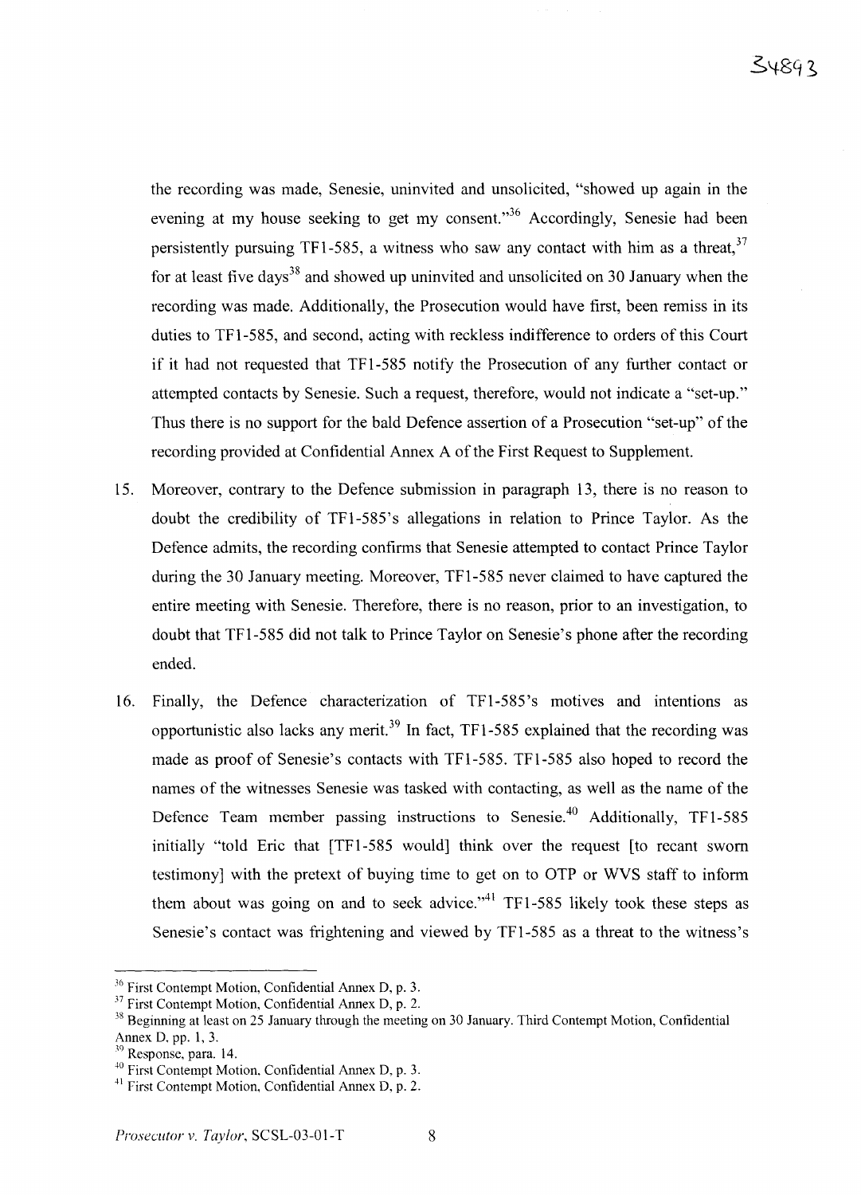the recording was made, Senesie, uninvited and unsolicited, "showed up again in the evening at my house seeking to get my consent."[36] Accordingly, Senesie had been persistently pursuing TF1-585, a witness who saw any contact with him as a threat,[37] for at least five days[38] and showed up uninvited and unsolicited on 30 January when the recording was made. Additionally, the Prosecution would have first, been remiss in its duties to TF1-585, and second, acting with reckless indifference to orders of this Court if it had not requested that TF1-585 notify the Prosecution of any further contact or attempted contacts by Senesie. Such a request, therefore, would not indicate a "set-up." Thus there is no support for the bald Defence assertion of a Prosecution "set-up" of the recording provided at Confidential Annex A of the First Request to Supplement.

15. Moreover, contrary to the Defence submission in paragraph 13, there is no reason to doubt the credibility of TF1-585's allegations in relation to Prince Taylor. As the Defence admits, the recording confirms that Senesie attempted to contact Prince Taylor during the 30 January meeting. Moreover, TF1-585 never claimed to have captured the entire meeting with Senesie. Therefore, there is no reason, prior to an investigation, to doubt that TF1-585 did not talk to Prince Taylor on Senesie's phone after the recording ended.

16. Finally, the Defence characterization of TF1-585's motives and intentions as opportunistic also lacks any merit.[39] In fact, TF1-585 explained that the recording was made as proof of Senesie's contacts with TF1-585. TF1-585 also hoped to record the names of the witnesses Senesie was tasked with contacting, as well as the name of the Defence Team member passing instructions to Senesie.[40] Additionally, TF1-585 initially "told Eric that [TF1-585 would] think over the request [to recant sworn testimony] with the pretext of buying time to get on to OTP or WVS staff to inform them about was going on and to seek advice."[41] TF1-585 likely took these steps as Senesie's contact was frightening and viewed by TF1-585 as a threat to the witness's

---

[36] First Contempt Motion, Confidential Annex D, p. 3.

[37] First Contempt Motion, Confidential Annex D, p. 2.

[38] Beginning at least on 25 January through the meeting on 30 January. Third Contempt Motion, Confidential Annex D, pp. 1, 3.

[39] Response, para. 14.

[40] First Contempt Motion, Confidential Annex D, p. 3.

[41] First Contempt Motion, Confidential Annex D, p. 2.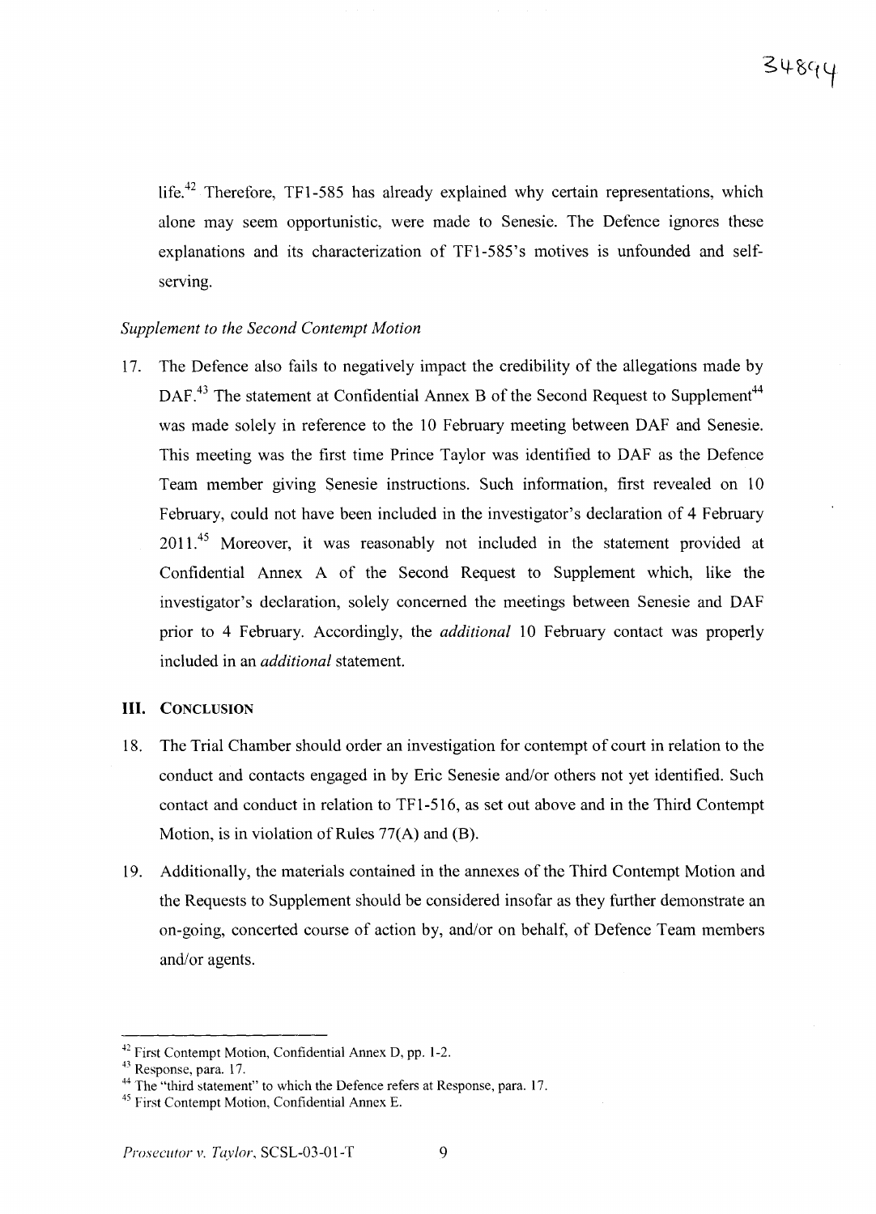life.[42] Therefore, TF1-585 has already explained why certain representations, which alone may seem opportunistic, were made to Senesie. The Defence ignores these explanations and its characterization of TF1-585's motives is unfounded and self-serving.

*Supplement to the Second Contempt Motion*

17. The Defence also fails to negatively impact the credibility of the allegations made by DAF.[43] The statement at Confidential Annex B of the Second Request to Supplement[44] was made solely in reference to the 10 February meeting between DAF and Senesie. This meeting was the first time Prince Taylor was identified to DAF as the Defence Team member giving Senesie instructions. Such information, first revealed on 10 February, could not have been included in the investigator's declaration of 4 February 2011.[45] Moreover, it was reasonably not included in the statement provided at Confidential Annex A of the Second Request to Supplement which, like the investigator's declaration, solely concerned the meetings between Senesie and DAF prior to 4 February. Accordingly, the *additional* 10 February contact was properly included in an *additional* statement.

## III. CONCLUSION

18. The Trial Chamber should order an investigation for contempt of court in relation to the conduct and contacts engaged in by Eric Senesie and/or others not yet identified. Such contact and conduct in relation to TF1-516, as set out above and in the Third Contempt Motion, is in violation of Rules 77(A) and (B).

19. Additionally, the materials contained in the annexes of the Third Contempt Motion and the Requests to Supplement should be considered insofar as they further demonstrate an on-going, concerted course of action by, and/or on behalf, of Defence Team members and/or agents.

---

[42] First Contempt Motion, Confidential Annex D, pp. 1-2.

[43] Response, para. 17.

[44] The "third statement" to which the Defence refers at Response, para. 17.

[45] First Contempt Motion, Confidential Annex E.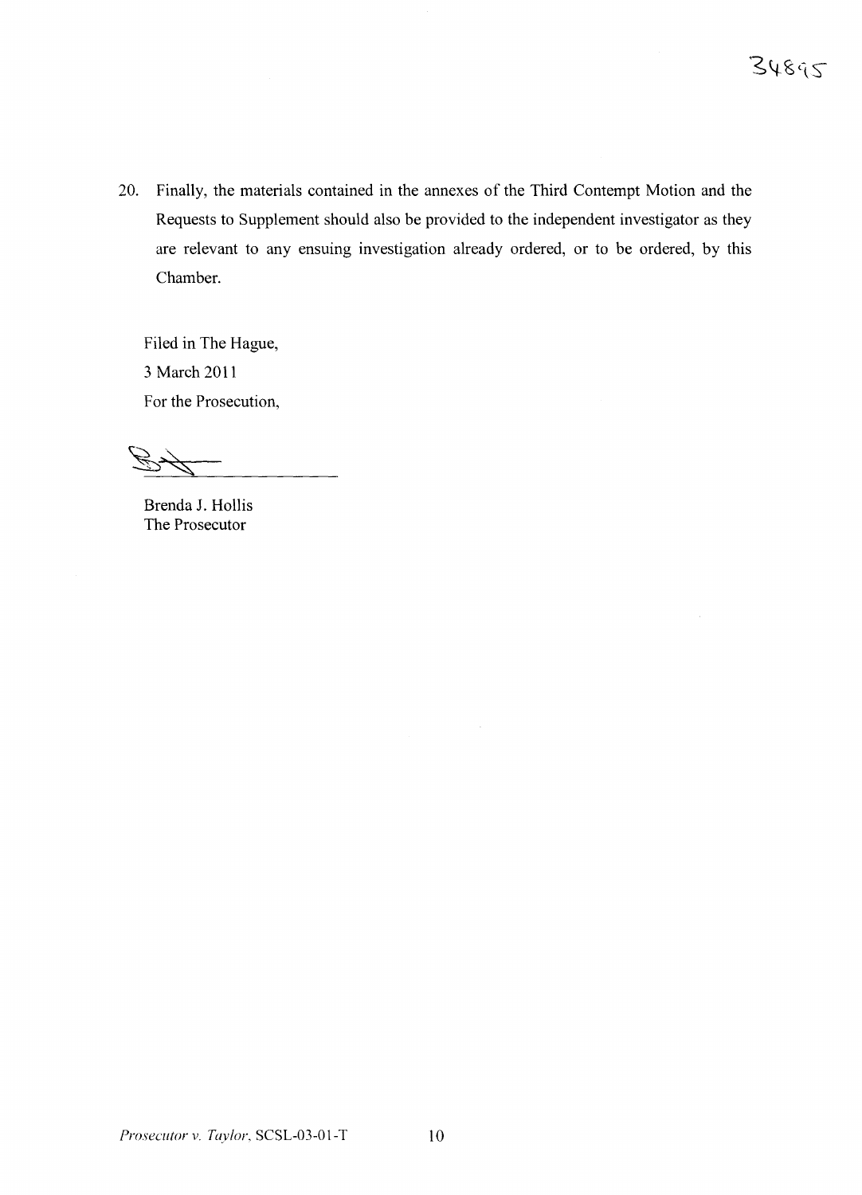20. Finally, the materials contained in the annexes of the Third Contempt Motion and the Requests to Supplement should also be provided to the independent investigator as they are relevant to any ensuing investigation already ordered, or to be ordered, by this Chamber.

Filed in The Hague,

3 March 2011

For the Prosecution,

Brenda J. Hollis

The Prosecutor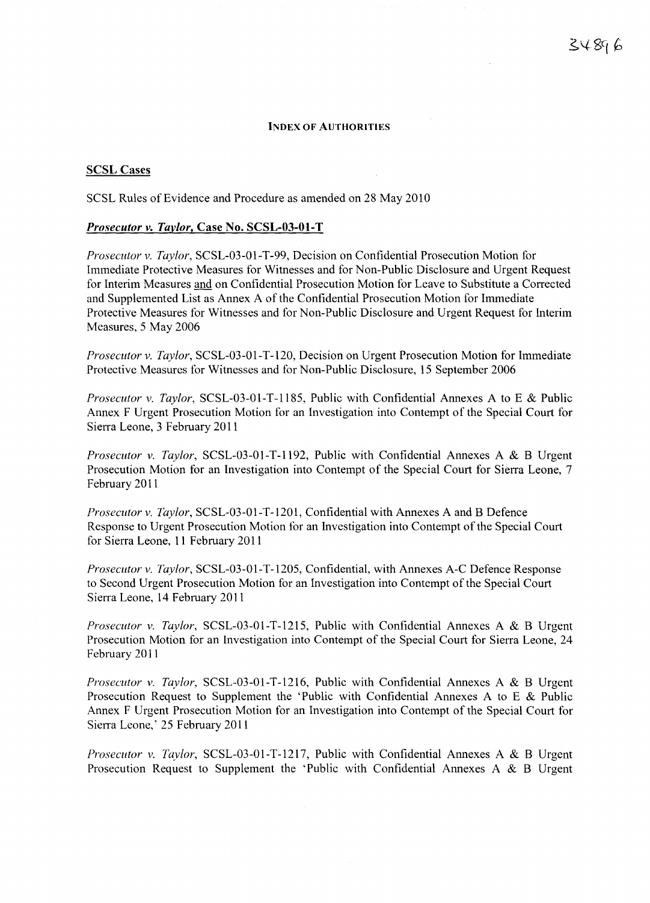#### INDEX OF AUTHORITIES

**SCSL Cases**

SCSL Rules of Evidence and Procedure as amended on 28 May 2010

***Prosecutor v. Taylor*, Case No. SCSL-03-01-T**

*Prosecutor v. Taylor*, SCSL-03-01-T-99, Decision on Confidential Prosecution Motion for Immediate Protective Measures for Witnesses and for Non-Public Disclosure and Urgent Request for Interim Measures and on Confidential Prosecution Motion for Leave to Substitute a Corrected and Supplemented List as Annex A of the Confidential Prosecution Motion for Immediate Protective Measures for Witnesses and for Non-Public Disclosure and Urgent Request for Interim Measures, 5 May 2006

*Prosecutor v. Taylor*, SCSL-03-01-T-120, Decision on Urgent Prosecution Motion for Immediate Protective Measures for Witnesses and for Non-Public Disclosure, 15 September 2006

*Prosecutor v. Taylor*, SCSL-03-01-T-1185, Public with Confidential Annexes A to E & Public Annex F Urgent Prosecution Motion for an Investigation into Contempt of the Special Court for Sierra Leone, 3 February 2011

*Prosecutor v. Taylor*, SCSL-03-01-T-1192, Public with Confidential Annexes A & B Urgent Prosecution Motion for an Investigation into Contempt of the Special Court for Sierra Leone, 7 February 2011

*Prosecutor v. Taylor*, SCSL-03-01-T-1201, Confidential with Annexes A and B Defence Response to Urgent Prosecution Motion for an Investigation into Contempt of the Special Court for Sierra Leone, 11 February 2011

*Prosecutor v. Taylor*, SCSL-03-01-T-1205, Confidential, with Annexes A-C Defence Response to Second Urgent Prosecution Motion for an Investigation into Contempt of the Special Court Sierra Leone, 14 February 2011

*Prosecutor v. Taylor*, SCSL-03-01-T-1215, Public with Confidential Annexes A & B Urgent Prosecution Motion for an Investigation into Contempt of the Special Court for Sierra Leone, 24 February 2011

*Prosecutor v. Taylor*, SCSL-03-01-T-1216, Public with Confidential Annexes A & B Urgent Prosecution Request to Supplement the 'Public with Confidential Annexes A to E & Public Annex F Urgent Prosecution Motion for an Investigation into Contempt of the Special Court for Sierra Leone,' 25 February 2011

*Prosecutor v. Taylor*, SCSL-03-01-T-1217, Public with Confidential Annexes A & B Urgent Prosecution Request to Supplement the 'Public with Confidential Annexes A & B Urgent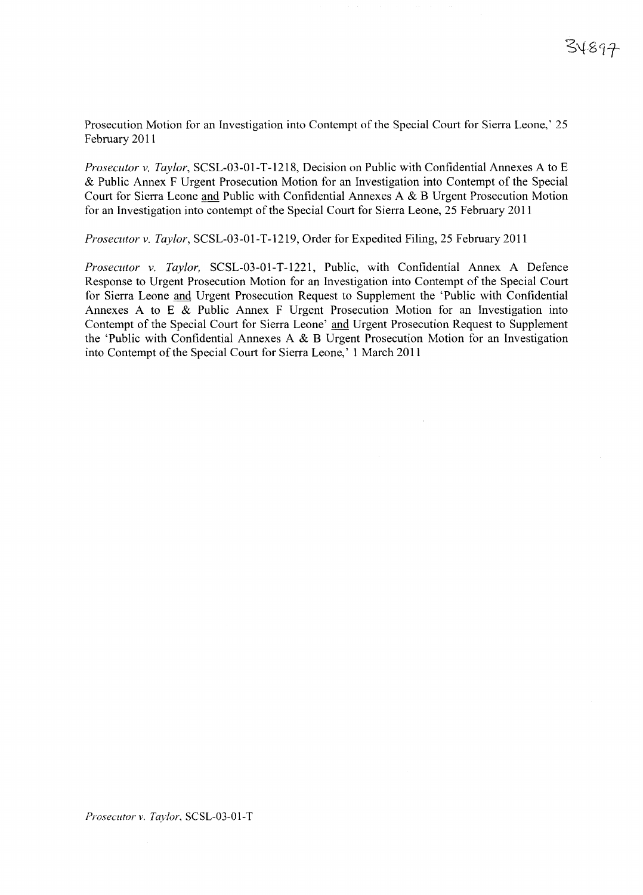Prosecution Motion for an Investigation into Contempt of the Special Court for Sierra Leone,' 25 February 2011

*Prosecutor v. Taylor*, SCSL-03-01-T-1218, Decision on Public with Confidential Annexes A to E & Public Annex F Urgent Prosecution Motion for an Investigation into Contempt of the Special Court for Sierra Leone <u>and</u> Public with Confidential Annexes A & B Urgent Prosecution Motion for an Investigation into contempt of the Special Court for Sierra Leone, 25 February 2011

*Prosecutor v. Taylor*, SCSL-03-01-T-1219, Order for Expedited Filing, 25 February 2011

*Prosecutor v. Taylor,* SCSL-03-01-T-1221, Public, with Confidential Annex A Defence Response to Urgent Prosecution Motion for an Investigation into Contempt of the Special Court for Sierra Leone <u>and</u> Urgent Prosecution Request to Supplement the 'Public with Confidential Annexes A to E & Public Annex F Urgent Prosecution Motion for an Investigation into Contempt of the Special Court for Sierra Leone' <u>and</u> Urgent Prosecution Request to Supplement the 'Public with Confidential Annexes A & B Urgent Prosecution Motion for an Investigation into Contempt of the Special Court for Sierra Leone,' 1 March 2011